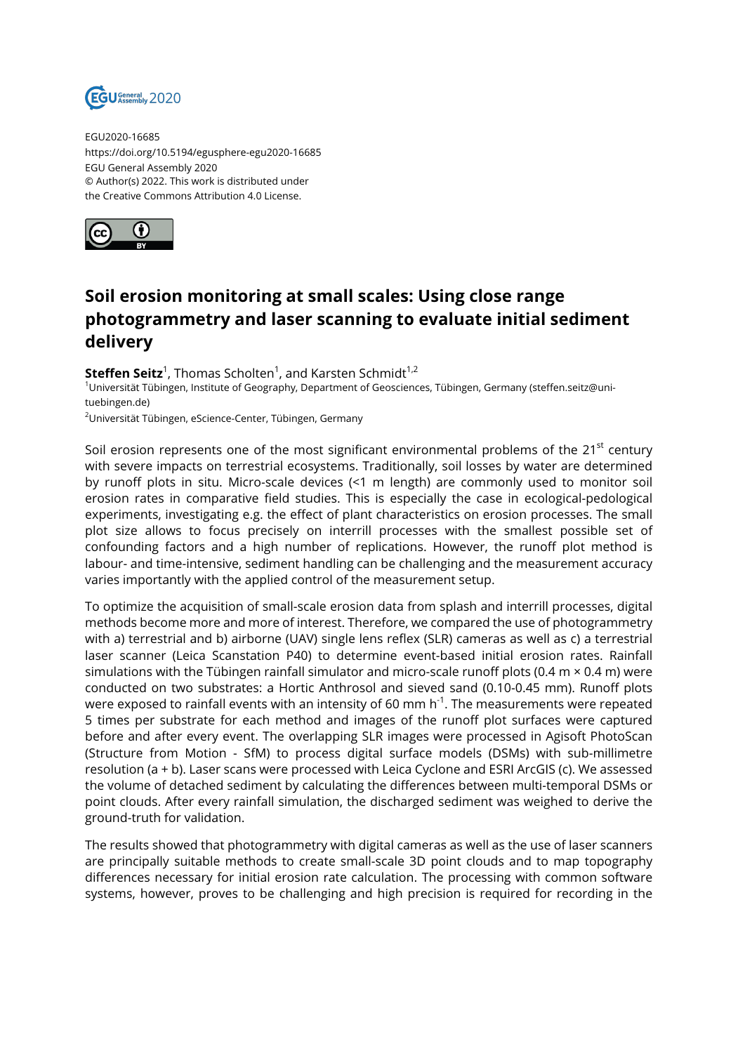EGU2020-16685
https://doi.org/10.5194/egusphere-egu2020-16685
EGU General Assembly 2020
© Author(s) 2022. This work is distributed under
the Creative Commons Attribution 4.0 License.

# Soil erosion monitoring at small scales: Using close range photogrammetry and laser scanning to evaluate initial sediment delivery

**Steffen Seitz**[1], Thomas Scholten[1], and Karsten Schmidt[1,2]

[1]Universität Tübingen, Institute of Geography, Department of Geosciences, Tübingen, Germany (steffen.seitz@uni-tuebingen.de)

[2]Universität Tübingen, eScience-Center, Tübingen, Germany

Soil erosion represents one of the most significant environmental problems of the 21st century with severe impacts on terrestrial ecosystems. Traditionally, soil losses by water are determined by runoff plots in situ. Micro-scale devices (<1 m length) are commonly used to monitor soil erosion rates in comparative field studies. This is especially the case in ecological-pedological experiments, investigating e.g. the effect of plant characteristics on erosion processes. The small plot size allows to focus precisely on interrill processes with the smallest possible set of confounding factors and a high number of replications. However, the runoff plot method is labour- and time-intensive, sediment handling can be challenging and the measurement accuracy varies importantly with the applied control of the measurement setup.

To optimize the acquisition of small-scale erosion data from splash and interrill processes, digital methods become more and more of interest. Therefore, we compared the use of photogrammetry with a) terrestrial and b) airborne (UAV) single lens reflex (SLR) cameras as well as c) a terrestrial laser scanner (Leica Scanstation P40) to determine event-based initial erosion rates. Rainfall simulations with the Tübingen rainfall simulator and micro-scale runoff plots (0.4 m × 0.4 m) were conducted on two substrates: a Hortic Anthrosol and sieved sand (0.10-0.45 mm). Runoff plots were exposed to rainfall events with an intensity of 60 mm $h^{-1}$. The measurements were repeated 5 times per substrate for each method and images of the runoff plot surfaces were captured before and after every event. The overlapping SLR images were processed in Agisoft PhotoScan (Structure from Motion - SfM) to process digital surface models (DSMs) with sub-millimetre resolution (a + b). Laser scans were processed with Leica Cyclone and ESRI ArcGIS (c). We assessed the volume of detached sediment by calculating the differences between multi-temporal DSMs or point clouds. After every rainfall simulation, the discharged sediment was weighed to derive the ground-truth for validation.

The results showed that photogrammetry with digital cameras as well as the use of laser scanners are principally suitable methods to create small-scale 3D point clouds and to map topography differences necessary for initial erosion rate calculation. The processing with common software systems, however, proves to be challenging and high precision is required for recording in the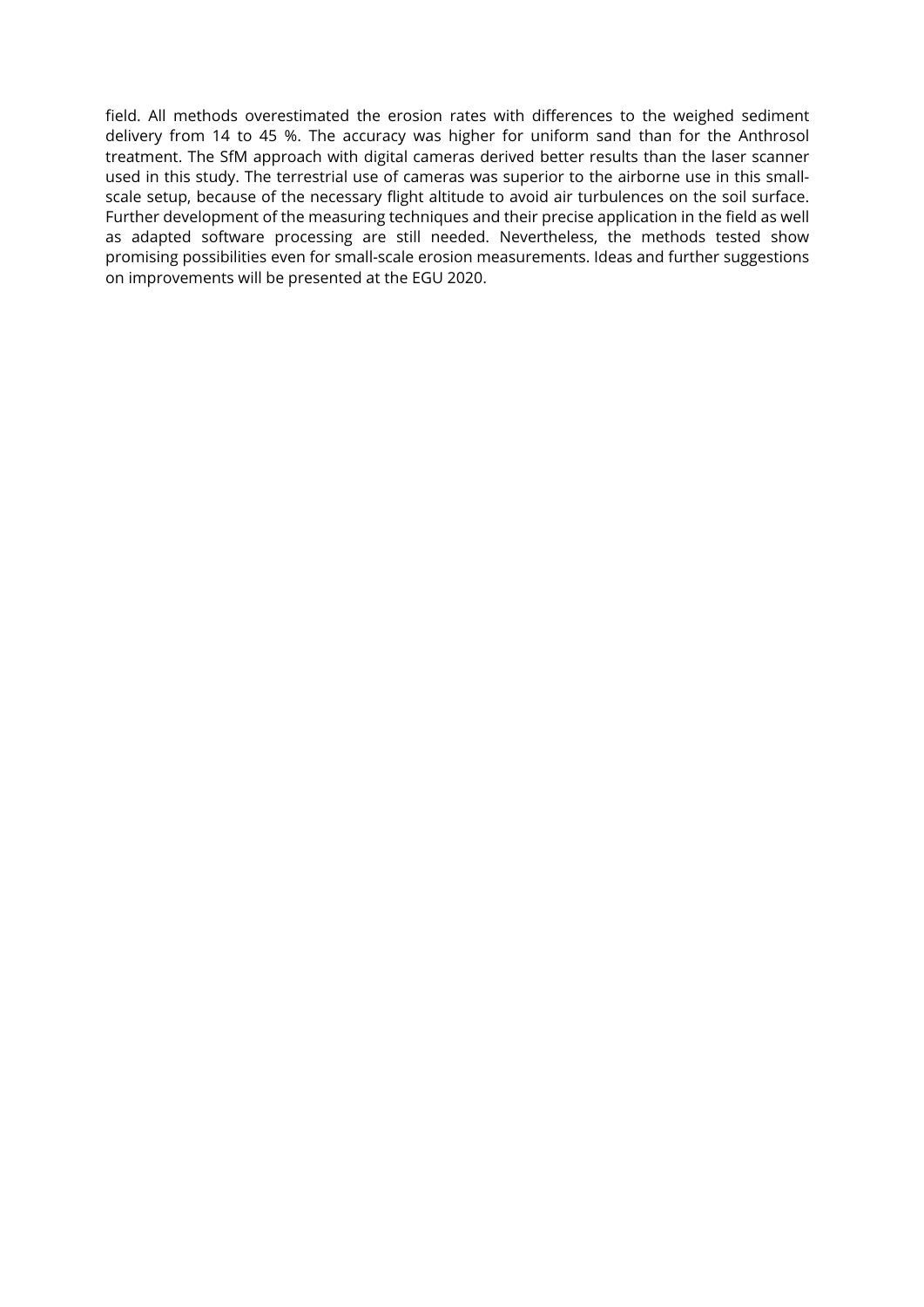field. All methods overestimated the erosion rates with differences to the weighed sediment delivery from 14 to 45 %. The accuracy was higher for uniform sand than for the Anthrosol treatment. The SfM approach with digital cameras derived better results than the laser scanner used in this study. The terrestrial use of cameras was superior to the airborne use in this small-scale setup, because of the necessary flight altitude to avoid air turbulences on the soil surface. Further development of the measuring techniques and their precise application in the field as well as adapted software processing are still needed. Nevertheless, the methods tested show promising possibilities even for small-scale erosion measurements. Ideas and further suggestions on improvements will be presented at the EGU 2020.